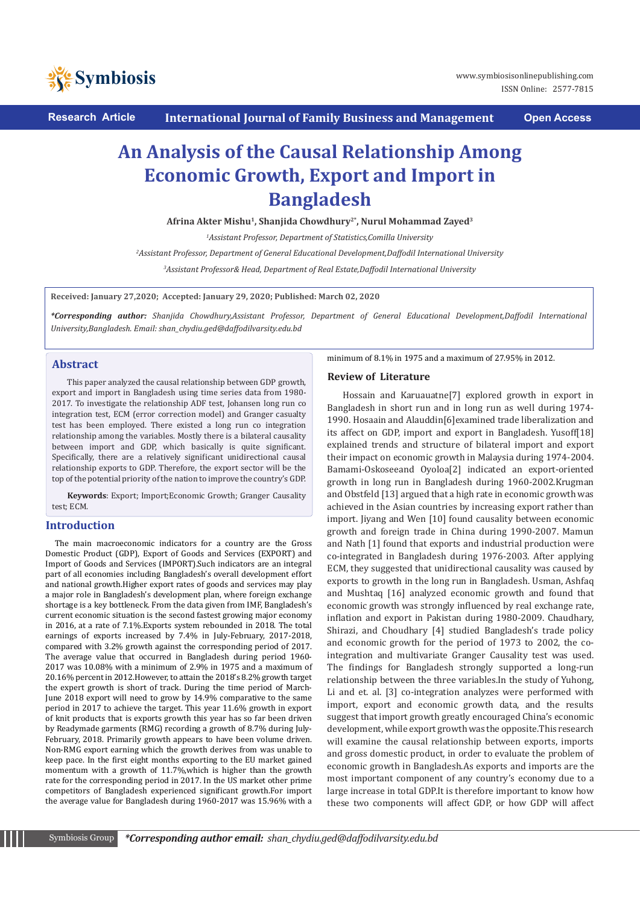Research Article | International Journal of Family Business and Management | Open Access

# An Analysis of the Causal Relationship Among Economic Growth, Export and Import in Bangladesh

**Afrina Akter Mishu[1], Shanjida Chowdhury[2*], Nurul Mohammad Zayed[3]**

*[1]Assistant Professor, Department of Statistics,Comilla University*

*[2]Assistant Professor, Department of General Educational Development,Daffodil International University*

*[3]Assistant Professor& Head, Department of Real Estate,Daffodil International University*

**Received: January 27,2020; Accepted: January 29, 2020; Published: March 02, 2020**

***Corresponding author:** *Shanjida Chowdhury,Assistant Professor, Department of General Educational Development,Daffodil International University,Bangladesh. Email: shan_chydiu.ged@daffodilvarsity.edu.bd*

## Abstract

This paper analyzed the causal relationship between GDP growth, export and import in Bangladesh using time series data from 1980-2017. To investigate the relationship ADF test, Johansen long run co integration test, ECM (error correction model) and Granger casualty test has been employed. There existed a long run co integration relationship among the variables. Mostly there is a bilateral causality between import and GDP, which basically is quite significant. Specifically, there are a relatively significant unidirectional causal relationship exports to GDP. Therefore, the export sector will be the top of the potential priority of the nation to improve the country's GDP.

**Keywords**: Export; Import;Economic Growth; Granger Causality test; ECM.

## Introduction

The main macroeconomic indicators for a country are the Gross Domestic Product (GDP), Export of Goods and Services (EXPORT) and Import of Goods and Services (IMPORT).Such indicators are an integral part of all economies including Bangladesh's overall development effort and national growth.Higher export rates of goods and services may play a major role in Bangladesh's development plan, where foreign exchange shortage is a key bottleneck. From the data given from IMF, Bangladesh's current economic situation is the second fastest growing major economy in 2016, at a rate of 7.1%.Exports system rebounded in 2018. The total earnings of exports increased by 7.4% in July-February, 2017-2018, compared with 3.2% growth against the corresponding period of 2017. The average value that occurred in Bangladesh during period 1960-2017 was 10.08% with a minimum of 2.9% in 1975 and a maximum of 20.16% percent in 2012.However, to attain the 2018's 8.2% growth target the expert growth is short of track. During the time period of March-June 2018 export will need to grow by 14.9% comparative to the same period in 2017 to achieve the target. This year 11.6% growth in export of knit products that is exports growth this year has so far been driven by Readymade garments (RMG) recording a growth of 8.7% during July-February, 2018. Primarily growth appears to have been volume driven. Non-RMG export earning which the growth derives from was unable to keep pace. In the first eight months exporting to the EU market gained momentum with a growth of 11.7%,which is higher than the growth rate for the corresponding period in 2017. In the US market other prime competitors of Bangladesh experienced significant growth.For import the average value for Bangladesh during 1960-2017 was 15.96% with a minimum of 8.1% in 1975 and a maximum of 27.95% in 2012.

### Review of Literature

Hossain and Karuauatne[7] explored growth in export in Bangladesh in short run and in long run as well during 1974-1990. Hosaain and Alauddin[6]examined trade liberalization and its affect on GDP, import and export in Bangladesh. Yusoff[18] explained trends and structure of bilateral import and export their impact on economic growth in Malaysia during 1974-2004. Bamami-Oskoseeand Oyoloa[2] indicated an export-oriented growth in long run in Bangladesh during 1960-2002.Krugman and Obstfeld [13] argued that a high rate in economic growth was achieved in the Asian countries by increasing export rather than import. Jiyang and Wen [10] found causality between economic growth and foreign trade in China during 1990-2007. Mamun and Nath [1] found that exports and industrial production were co-integrated in Bangladesh during 1976-2003. After applying ECM, they suggested that unidirectional causality was caused by exports to growth in the long run in Bangladesh. Usman, Ashfaq and Mushtaq [16] analyzed economic growth and found that economic growth was strongly influenced by real exchange rate, inflation and export in Pakistan during 1980-2009. Chaudhary, Shirazi, and Choudhary [4] studied Bangladesh's trade policy and economic growth for the period of 1973 to 2002, the co-integration and multivariate Granger Causality test was used. The findings for Bangladesh strongly supported a long-run relationship between the three variables.In the study of Yuhong, Li and et. al. [3] co-integration analyzes were performed with import, export and economic growth data, and the results suggest that import growth greatly encouraged China's economic development, while export growth was the opposite.This research will examine the causal relationship between exports, imports and gross domestic product, in order to evaluate the problem of economic growth in Bangladesh.As exports and imports are the most important component of any country's economy due to a large increase in total GDP.It is therefore important to know how these two components will affect GDP, or how GDP will affect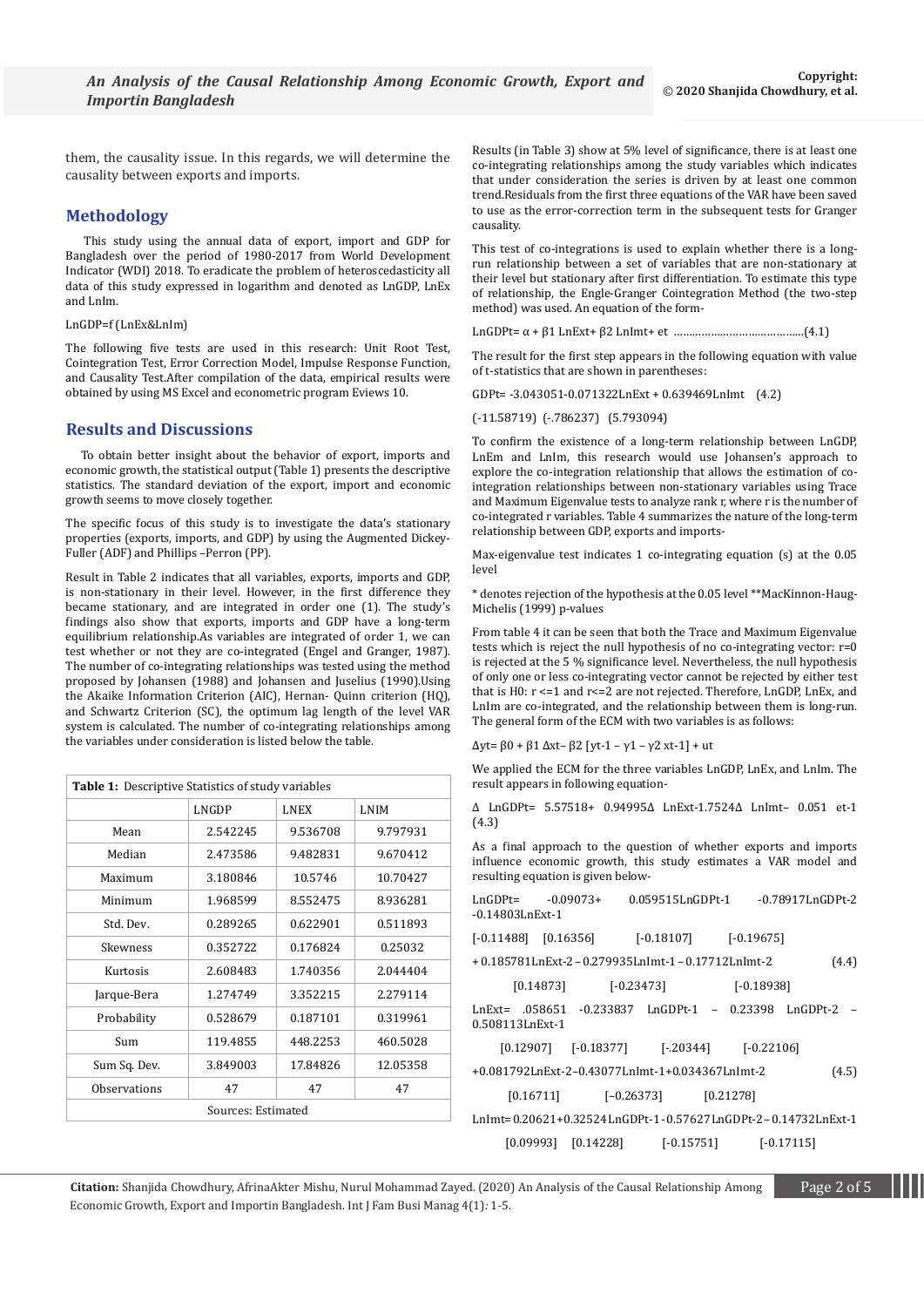them, the causality issue. In this regards, we will determine the causality between exports and imports.

## Methodology

This study using the annual data of export, import and GDP for Bangladesh over the period of 1980-2017 from World Development Indicator (WDI) 2018. To eradicate the problem of heteroscedasticity all data of this study expressed in logarithm and denoted as LnGDP, LnEx and LnIm.

LnGDP=f (LnEx&LnIm)

The following five tests are used in this research: Unit Root Test, Cointegration Test, Error Correction Model, Impulse Response Function, and Causality Test.After compilation of the data, empirical results were obtained by using MS Excel and econometric program Eviews 10.

## Results and Discussions

To obtain better insight about the behavior of export, imports and economic growth, the statistical output (Table 1) presents the descriptive statistics. The standard deviation of the export, import and economic growth seems to move closely together.

The specific focus of this study is to investigate the data's stationary properties (exports, imports, and GDP) by using the Augmented Dickey-Fuller (ADF) and Phillips –Perron (PP).

Result in Table 2 indicates that all variables, exports, imports and GDP, is non-stationary in their level. However, in the first difference they became stationary, and are integrated in order one (1). The study's findings also show that exports, imports and GDP have a long-term equilibrium relationship.As variables are integrated of order 1, we can test whether or not they are co-integrated (Engel and Granger, 1987). The number of co-integrating relationships was tested using the method proposed by Johansen (1988) and Johansen and Juselius (1990).Using the Akaike Information Criterion (AIC), Hernan- Quinn criterion (HQ), and Schwartz Criterion (SC), the optimum lag length of the level VAR system is calculated. The number of co-integrating relationships among the variables under consideration is listed below the table.

**Table 1:** Descriptive Statistics of study variables

| | LNGDP | LNEX | LNIM |
|---|---|---|---|
| Mean | 2.542245 | 9.536708 | 9.797931 |
| Median | 2.473586 | 9.482831 | 9.670412 |
| Maximum | 3.180846 | 10.5746 | 10.70427 |
| Minimum | 1.968599 | 8.552475 | 8.936281 |
| Std. Dev. | 0.289265 | 0.622901 | 0.511893 |
| Skewness | 0.352722 | 0.176824 | 0.25032 |
| Kurtosis | 2.608483 | 1.740356 | 2.044404 |
| Jarque-Bera | 1.274749 | 3.352215 | 2.279114 |
| Probability | 0.528679 | 0.187101 | 0.319961 |
| Sum | 119.4855 | 448.2253 | 460.5028 |
| Sum Sq. Dev. | 3.849003 | 17.84826 | 12.05358 |
| Observations | 47 | 47 | 47 |
| Sources: Estimated | | | |

Results (in Table 3) show at 5% level of significance, there is at least one co-integrating relationships among the study variables which indicates that under consideration the series is driven by at least one common trend.Residuals from the first three equations of the VAR have been saved to use as the error-correction term in the subsequent tests for Granger causality.

This test of co-integrations is used to explain whether there is a long-run relationship between a set of variables that are non-stationary at their level but stationary after first differentiation. To estimate this type of relationship, the Engle-Granger Cointegration Method (the two-step method) was used. An equation of the form-

$LnGDPt= \alpha + \beta1\ LnExt+ \beta2\ LnImt+ et$ ……………………………………..(4.1)

The result for the first step appears in the following equation with value of t-statistics that are shown in parentheses:

GDPt= -3.043051-0.071322LnExt + 0.639469LnImt (4.2)

(-11.58719) (-.786237) (5.793094)

To confirm the existence of a long-term relationship between LnGDP, LnEm and LnIm, this research would use Johansen's approach to explore the co-integration relationship that allows the estimation of co-integration relationships between non-stationary variables using Trace and Maximum Eigenvalue tests to analyze rank r, where r is the number of co-integrated r variables. Table 4 summarizes the nature of the long-term relationship between GDP, exports and imports-

Max-eigenvalue test indicates 1 co-integrating equation (s) at the 0.05 level

* denotes rejection of the hypothesis at the 0.05 level **MacKinnon-Haug-Michelis (1999) p-values

From table 4 it can be seen that both the Trace and Maximum Eigenvalue tests which is reject the null hypothesis of no co-integrating vector: r=0 is rejected at the 5 % significance level. Nevertheless, the null hypothesis of only one or less co-integrating vector cannot be rejected by either test that is H0: r <=1 and r<=2 are not rejected. Therefore, LnGDP, LnEx, and LnIm are co-integrated, and the relationship between them is long-run. The general form of the ECM with two variables is as follows:

$\Delta yt= \beta0 + \beta1\ \Delta xt- \beta2\ [yt\text{-}1 - \gamma1 - \gamma2\ xt\text{-}1] + ut$

We applied the ECM for the three variables LnGDP, LnEx, and LnIm. The result appears in following equation-

$\Delta$ LnGDPt= 5.57518+ 0.94995$\Delta$ LnExt-1.7524$\Delta$ LnImt– 0.051 et-1 (4.3)

As a final approach to the question of whether exports and imports influence economic growth, this study estimates a VAR model and resulting equation is given below-

LnGDPt= -0.09073+ 0.059515LnGDPt-1 -0.78917LnGDPt-2 -0.14803LnExt-1

[-0.11488] [0.16356] [-0.18107] [-0.19675]

+ 0.185781LnExt-2 – 0.279935LnImt-1 – 0.17712LnImt-2 (4.4)

[0.14873] [-0.23473] [-0.18938]

LnExt= .058651 -0.233837 LnGDPt-1 – 0.23398 LnGDPt-2 – 0.508113LnExt-1

[0.12907] [-0.18377] [-.20344] [-0.22106]

+0.081792LnExt-2–0.43077LnImt-1+0.034367LnImt-2 (4.5)

[0.16711] [–0.26373] [0.21278]

LnImt= 0.20621+0.32524LnGDPt-1 - 0.57627LnGDPt-2 – 0.14732LnExt-1

[0.09993] [0.14228] [-0.15751] [-0.17115]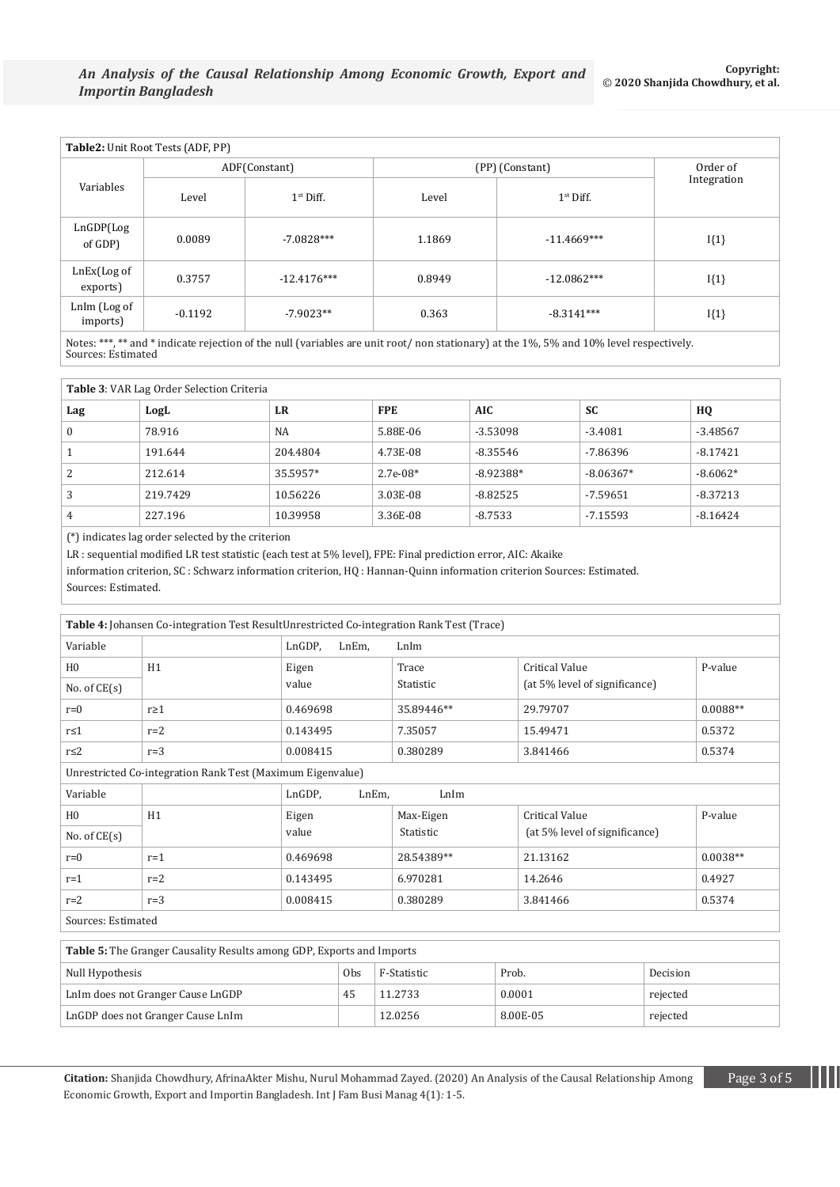**Table2:** Unit Root Tests (ADF, PP)

| Variables | ADF(Constant) | | (PP) (Constant) | | Order of Integration |
|---|---|---|---|---|---|
| | Level | 1st Diff. | Level | 1st Diff. | |
| LnGDP(Log of GDP) | 0.0089 | -7.0828*** | 1.1869 | -11.4669*** | I{1} |
| LnEx(Log of exports) | 0.3757 | -12.4176*** | 0.8949 | -12.0862*** | I{1} |
| LnIm (Log of imports) | -0.1192 | -7.9023** | 0.363 | -8.3141*** | I{1} |

Notes: ***, ** and * indicate rejection of the null (variables are unit root/ non stationary) at the 1%, 5% and 10% level respectively.
Sources: Estimated

**Table 3**: VAR Lag Order Selection Criteria

| Lag | LogL | LR | FPE | AIC | SC | HQ |
|---|---|---|---|---|---|---|
| 0 | 78.916 | NA | 5.88E-06 | -3.53098 | -3.4081 | -3.48567 |
| 1 | 191.644 | 204.4804 | 4.73E-08 | -8.35546 | -7.86396 | -8.17421 |
| 2 | 212.614 | 35.5957* | 2.7e-08* | -8.92388* | -8.06367* | -8.6062* |
| 3 | 219.7429 | 10.56226 | 3.03E-08 | -8.82525 | -7.59651 | -8.37213 |
| 4 | 227.196 | 10.39958 | 3.36E-08 | -8.7533 | -7.15593 | -8.16424 |

(*) indicates lag order selected by the criterion

LR : sequential modified LR test statistic (each test at 5% level), FPE: Final prediction error, AIC: Akaike information criterion, SC : Schwarz information criterion, HQ : Hannan-Quinn information criterion Sources: Estimated.

Sources: Estimated.

**Table 4:** Johansen Co-integration Test ResultUnrestricted Co-integration Rank Test (Trace)

| Variable | | LnGDP, LnEm, LnIm | | | |
|---|---|---|---|---|---|
| H0 No. of CE(s) | H1 | Eigen value | Trace Statistic | Critical Value (at 5% level of significance) | P-value |
| r=0 | r≥1 | 0.469698 | 35.89446** | 29.79707 | 0.0088** |
| r≤1 | r=2 | 0.143495 | 7.35057 | 15.49471 | 0.5372 |
| r≤2 | r=3 | 0.008415 | 0.380289 | 3.841466 | 0.5374 |

Unrestricted Co-integration Rank Test (Maximum Eigenvalue)

| Variable | | LnGDP, LnEm, LnIm | | | |
|---|---|---|---|---|---|
| H0 No. of CE(s) | H1 | Eigen value | Max-Eigen Statistic | Critical Value (at 5% level of significance) | P-value |
| r=0 | r=1 | 0.469698 | 28.54389** | 21.13162 | 0.0038** |
| r=1 | r=2 | 0.143495 | 6.970281 | 14.2646 | 0.4927 |
| r=2 | r=3 | 0.008415 | 0.380289 | 3.841466 | 0.5374 |

Sources: Estimated

**Table 5:** The Granger Causality Results among GDP, Exports and Imports

| Null Hypothesis | Obs | F-Statistic | Prob. | Decision |
|---|---|---|---|---|
| LnIm does not Granger Cause LnGDP | 45 | 11.2733 | 0.0001 | rejected |
| LnGDP does not Granger Cause LnIm | | 12.0256 | 8.00E-05 | rejected |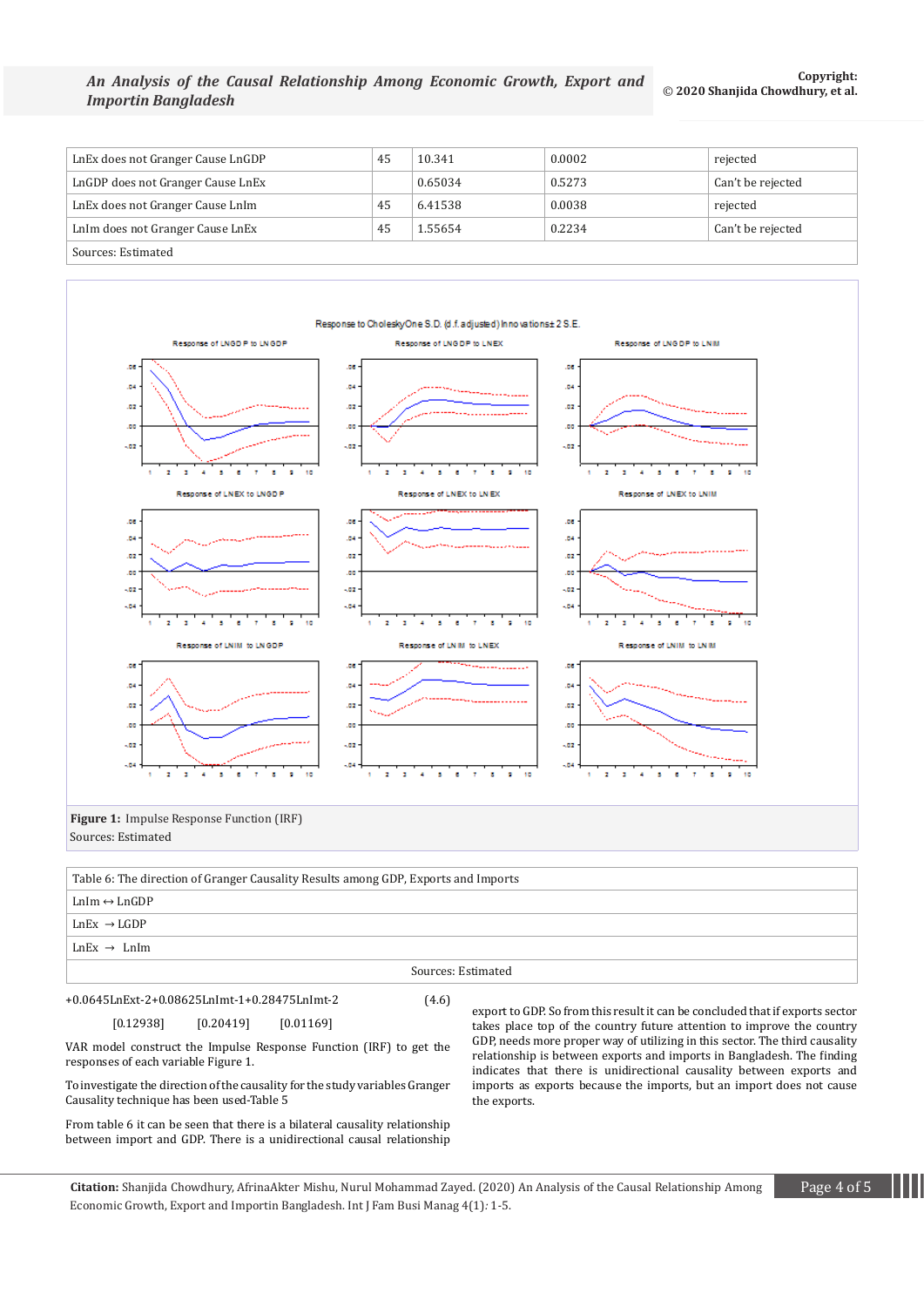| | | | | |
|---|---|---|---|---|
| LnEx does not Granger Cause LnGDP | 45 | 10.341 | 0.0002 | rejected |
| LnGDP does not Granger Cause LnEx | | 0.65034 | 0.5273 | Can't be rejected |
| LnEx does not Granger Cause LnIm | 45 | 6.41538 | 0.0038 | rejected |
| LnIm does not Granger Cause LnEx | 45 | 1.55654 | 0.2234 | Can't be rejected |
| Sources: Estimated | | | | |

**Figure 1:** Impulse Response Function (IRF)
Sources: Estimated

| Table 6: The direction of Granger Causality Results among GDP, Exports and Imports |
|---|
| LnIm ↔ LnGDP |
| LnEx → LGDP |
| LnEx → LnIm |
| Sources: Estimated |

+0.0645LnExt-2+0.08625LnImt-1+0.28475LnImt-2 (4.6)

[0.12938] [0.20419] [0.01169]

VAR model construct the Impulse Response Function (IRF) to get the responses of each variable Figure 1.

To investigate the direction of the causality for the study variables Granger Causality technique has been used-Table 5

From table 6 it can be seen that there is a bilateral causality relationship between import and GDP. There is a unidirectional causal relationship export to GDP. So from this result it can be concluded that if exports sector takes place top of the country future attention to improve the country GDP, needs more proper way of utilizing in this sector. The third causality relationship is between exports and imports in Bangladesh. The finding indicates that there is unidirectional causality between exports and imports as exports because the imports, but an import does not cause the exports.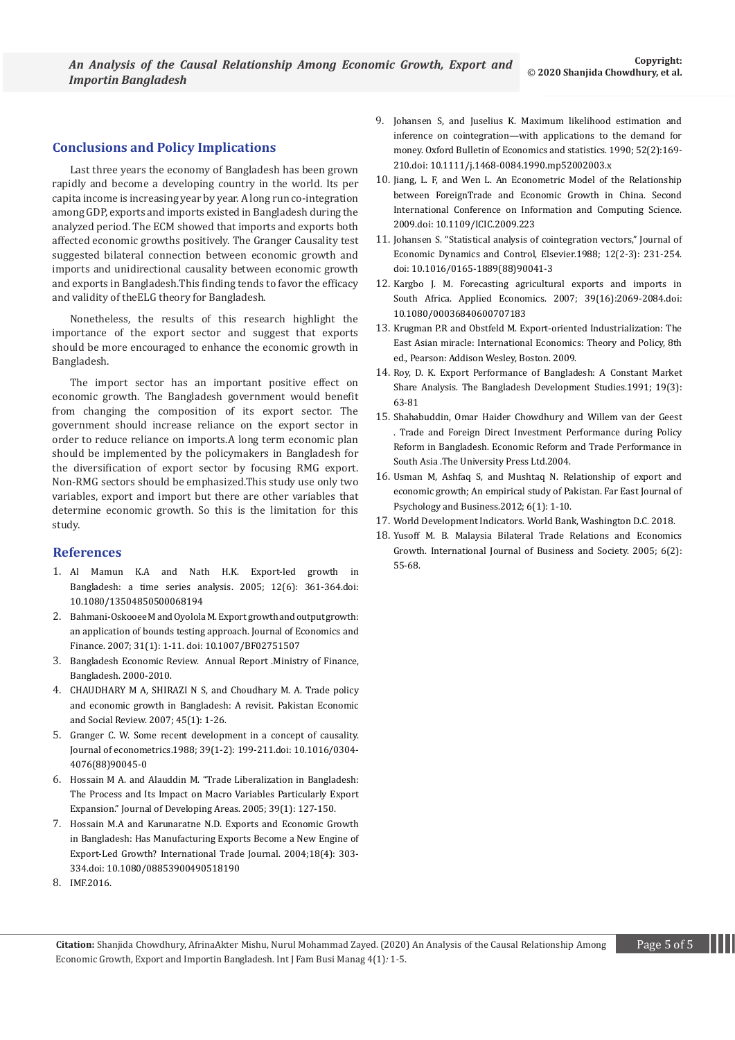## Conclusions and Policy Implications

Last three years the economy of Bangladesh has been grown rapidly and become a developing country in the world. Its per capita income is increasing year by year. A long run co-integration among GDP, exports and imports existed in Bangladesh during the analyzed period. The ECM showed that imports and exports both affected economic growths positively. The Granger Causality test suggested bilateral connection between economic growth and imports and unidirectional causality between economic growth and exports in Bangladesh.This finding tends to favor the efficacy and validity of theELG theory for Bangladesh.

Nonetheless, the results of this research highlight the importance of the export sector and suggest that exports should be more encouraged to enhance the economic growth in Bangladesh.

The import sector has an important positive effect on economic growth. The Bangladesh government would benefit from changing the composition of its export sector. The government should increase reliance on the export sector in order to reduce reliance on imports.A long term economic plan should be implemented by the policymakers in Bangladesh for the diversification of export sector by focusing RMG export. Non-RMG sectors should be emphasized.This study use only two variables, export and import but there are other variables that determine economic growth. So this is the limitation for this study.

## References

1. Al Mamun K.A and Nath H.K. Export-led growth in Bangladesh: a time series analysis. 2005; 12(6): 361-364.doi: 10.1080/13504850500068194
2. Bahmani-Oskooee M and Oyolola M. Export growth and output growth: an application of bounds testing approach. Journal of Economics and Finance. 2007; 31(1): 1-11. doi: 10.1007/BF02751507
3. Bangladesh Economic Review. Annual Report .Ministry of Finance, Bangladesh. 2000-2010.
4. CHAUDHARY M A, SHIRAZI N S, and Choudhary M. A. Trade policy and economic growth in Bangladesh: A revisit. Pakistan Economic and Social Review. 2007; 45(1): 1-26.
5. Granger C. W. Some recent development in a concept of causality. Journal of econometrics.1988; 39(1-2): 199-211.doi: 10.1016/0304-4076(88)90045-0
6. Hossain M A. and Alauddin M. "Trade Liberalization in Bangladesh: The Process and Its Impact on Macro Variables Particularly Export Expansion." Journal of Developing Areas. 2005; 39(1): 127-150.
7. Hossain M.A and Karunaratne N.D. Exports and Economic Growth in Bangladesh: Has Manufacturing Exports Become a New Engine of Export-Led Growth? International Trade Journal. 2004;18(4): 303-334.doi: 10.1080/08853900490518190
8. IMF.2016.
9. Johansen S, and Juselius K. Maximum likelihood estimation and inference on cointegration—with applications to the demand for money. Oxford Bulletin of Economics and statistics. 1990; 52(2):169-210.doi: 10.1111/j.1468-0084.1990.mp52002003.x
10. Jiang, L. F, and Wen L. An Econometric Model of the Relationship between ForeignTrade and Economic Growth in China. Second International Conference on Information and Computing Science. 2009.doi: 10.1109/ICIC.2009.223
11. Johansen S. "Statistical analysis of cointegration vectors," Journal of Economic Dynamics and Control, Elsevier.1988; 12(2-3): 231-254. doi: 10.1016/0165-1889(88)90041-3
12. Kargbo J. M. Forecasting agricultural exports and imports in South Africa. Applied Economics. 2007; 39(16):2069-2084.doi: 10.1080/00036840600707183
13. Krugman P.R and Obstfeld M. Export-oriented Industrialization: The East Asian miracle: International Economics: Theory and Policy, 8th ed., Pearson: Addison Wesley, Boston. 2009.
14. Roy, D. K. Export Performance of Bangladesh: A Constant Market Share Analysis. The Bangladesh Development Studies.1991; 19(3): 63-81
15. Shahabuddin, Omar Haider Chowdhury and Willem van der Geest . Trade and Foreign Direct Investment Performance during Policy Reform in Bangladesh. Economic Reform and Trade Performance in South Asia .The University Press Ltd.2004.
16. Usman M, Ashfaq S, and Mushtaq N. Relationship of export and economic growth; An empirical study of Pakistan. Far East Journal of Psychology and Business.2012; 6(1): 1-10.
17. World Development Indicators. World Bank, Washington D.C. 2018.
18. Yusoff M. B. Malaysia Bilateral Trade Relations and Economics Growth. International Journal of Business and Society. 2005; 6(2): 55-68.